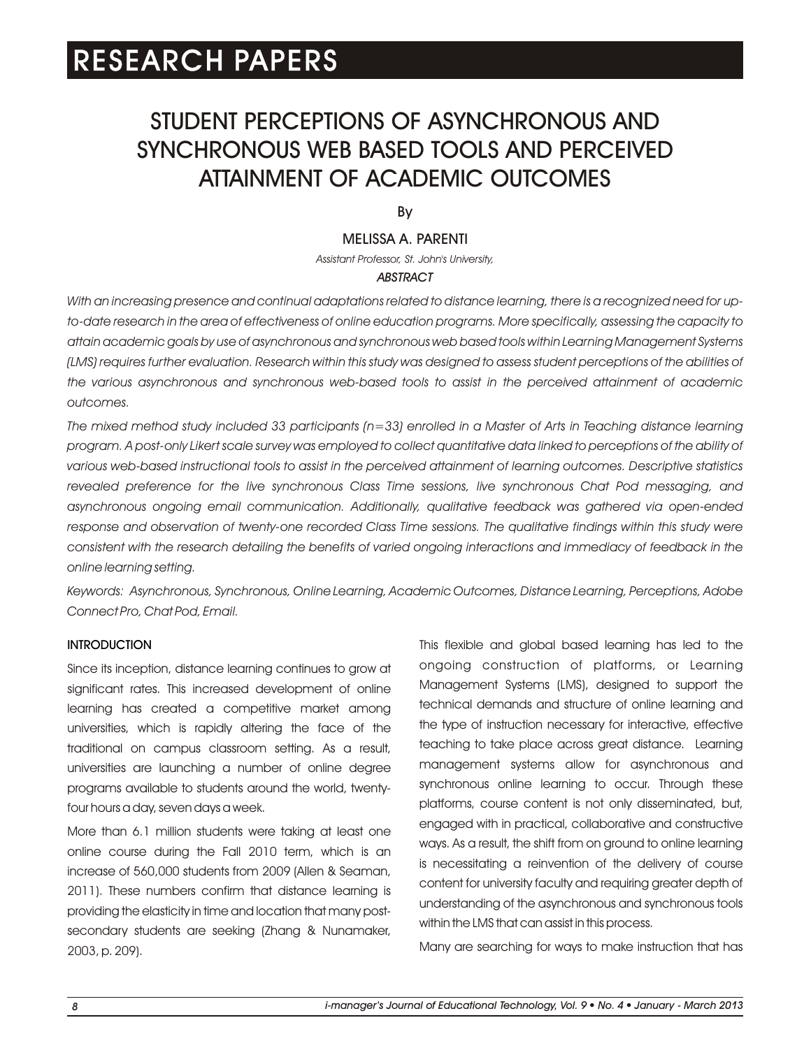# RESEARCH PAPERS

## STUDENT PERCEPTIONS OF ASYNCHRONOUS AND SYNCHRONOUS WEB BASED TOOLS AND PERCEIVED ATTAINMENT OF ACADEMIC OUTCOMES

By

MELISSA A. PARENTI

*Assistant Professor, St. John's University,*

***ABSTRACT***

*With an increasing presence and continual adaptations related to distance learning, there is a recognized need for up-to-date research in the area of effectiveness of online education programs. More specifically, assessing the capacity to attain academic goals by use of asynchronous and synchronous web based tools within Learning Management Systems (LMS) requires further evaluation. Research within this study was designed to assess student perceptions of the abilities of the various asynchronous and synchronous web-based tools to assist in the perceived attainment of academic outcomes.*

*The mixed method study included 33 participants (n=33) enrolled in a Master of Arts in Teaching distance learning program. A post-only Likert scale survey was employed to collect quantitative data linked to perceptions of the ability of various web-based instructional tools to assist in the perceived attainment of learning outcomes. Descriptive statistics revealed preference for the live synchronous Class Time sessions, live synchronous Chat Pod messaging, and asynchronous ongoing email communication. Additionally, qualitative feedback was gathered via open-ended response and observation of twenty-one recorded Class Time sessions. The qualitative findings within this study were consistent with the research detailing the benefits of varied ongoing interactions and immediacy of feedback in the online learning setting.*

*Keywords: Asynchronous, Synchronous, Online Learning, Academic Outcomes, Distance Learning, Perceptions, Adobe Connect Pro, Chat Pod, Email.*

### INTRODUCTION

Since its inception, distance learning continues to grow at significant rates. This increased development of online learning has created a competitive market among universities, which is rapidly altering the face of the traditional on campus classroom setting. As a result, universities are launching a number of online degree programs available to students around the world, twenty-four hours a day, seven days a week.

More than 6.1 million students were taking at least one online course during the Fall 2010 term, which is an increase of 560,000 students from 2009 (Allen & Seaman, 2011). These numbers confirm that distance learning is providing the elasticity in time and location that many post-secondary students are seeking (Zhang & Nunamaker, 2003, p. 209).

This flexible and global based learning has led to the ongoing construction of platforms, or Learning Management Systems (LMS), designed to support the technical demands and structure of online learning and the type of instruction necessary for interactive, effective teaching to take place across great distance. Learning management systems allow for asynchronous and synchronous online learning to occur. Through these platforms, course content is not only disseminated, but, engaged with in practical, collaborative and constructive ways. As a result, the shift from on ground to online learning is necessitating a reinvention of the delivery of course content for university faculty and requiring greater depth of understanding of the asynchronous and synchronous tools within the LMS that can assist in this process.

Many are searching for ways to make instruction that has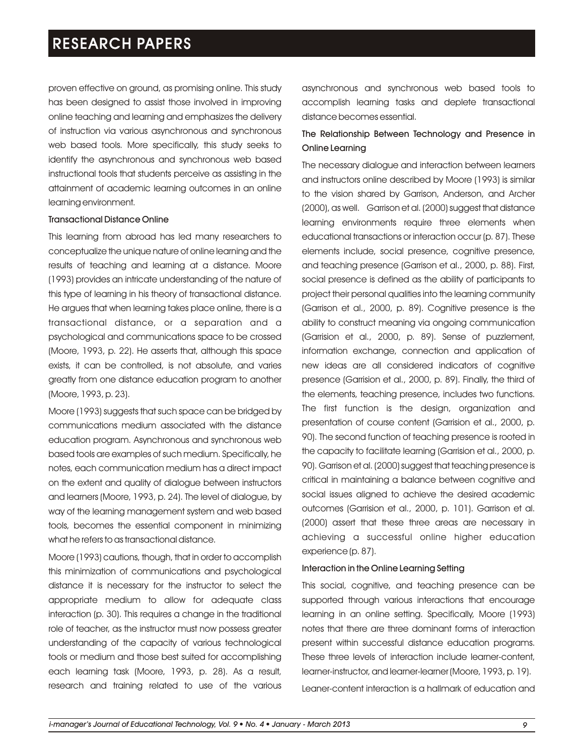proven effective on ground, as promising online. This study has been designed to assist those involved in improving online teaching and learning and emphasizes the delivery of instruction via various asynchronous and synchronous web based tools. More specifically, this study seeks to identify the asynchronous and synchronous web based instructional tools that students perceive as assisting in the attainment of academic learning outcomes in an online learning environment.

### Transactional Distance Online

This learning from abroad has led many researchers to conceptualize the unique nature of online learning and the results of teaching and learning at a distance. Moore (1993) provides an intricate understanding of the nature of this type of learning in his theory of transactional distance. He argues that when learning takes place online, there is a transactional distance, or a separation and a psychological and communications space to be crossed (Moore, 1993, p. 22). He asserts that, although this space exists, it can be controlled, is not absolute, and varies greatly from one distance education program to another (Moore, 1993, p. 23).

Moore (1993) suggests that such space can be bridged by communications medium associated with the distance education program. Asynchronous and synchronous web based tools are examples of such medium. Specifically, he notes, each communication medium has a direct impact on the extent and quality of dialogue between instructors and learners (Moore, 1993, p. 24). The level of dialogue, by way of the learning management system and web based tools, becomes the essential component in minimizing what he refers to as transactional distance.

Moore (1993) cautions, though, that in order to accomplish this minimization of communications and psychological distance it is necessary for the instructor to select the appropriate medium to allow for adequate class interaction (p. 30). This requires a change in the traditional role of teacher, as the instructor must now possess greater understanding of the capacity of various technological tools or medium and those best suited for accomplishing each learning task (Moore, 1993, p. 28). As a result, research and training related to use of the various asynchronous and synchronous web based tools to accomplish learning tasks and deplete transactional distance becomes essential.

### The Relationship Between Technology and Presence in Online Learning

The necessary dialogue and interaction between learners and instructors online described by Moore (1993) is similar to the vision shared by Garrison, Anderson, and Archer (2000), as well. Garrison et al. (2000) suggest that distance learning environments require three elements when educational transactions or interaction occur (p. 87). These elements include, social presence, cognitive presence, and teaching presence (Garrison et al., 2000, p. 88). First, social presence is defined as the ability of participants to project their personal qualities into the learning community (Garrison et al., 2000, p. 89). Cognitive presence is the ability to construct meaning via ongoing communication (Garrision et al., 2000, p. 89). Sense of puzzlement, information exchange, connection and application of new ideas are all considered indicators of cognitive presence (Garrision et al., 2000, p. 89). Finally, the third of the elements, teaching presence, includes two functions. The first function is the design, organization and presentation of course content (Garrision et al., 2000, p. 90). The second function of teaching presence is rooted in the capacity to facilitate learning (Garrision et al., 2000, p. 90). Garrison et al. (2000) suggest that teaching presence is critical in maintaining a balance between cognitive and social issues aligned to achieve the desired academic outcomes (Garrision et al., 2000, p. 101). Garrison et al. (2000) assert that these three areas are necessary in achieving a successful online higher education experience (p. 87).

### Interaction in the Online Learning Setting

This social, cognitive, and teaching presence can be supported through various interactions that encourage learning in an online setting. Specifically, Moore (1993) notes that there are three dominant forms of interaction present within successful distance education programs. These three levels of interaction include learner-content, learner-instructor, and learner-learner (Moore, 1993, p. 19).

Leaner-content interaction is a hallmark of education and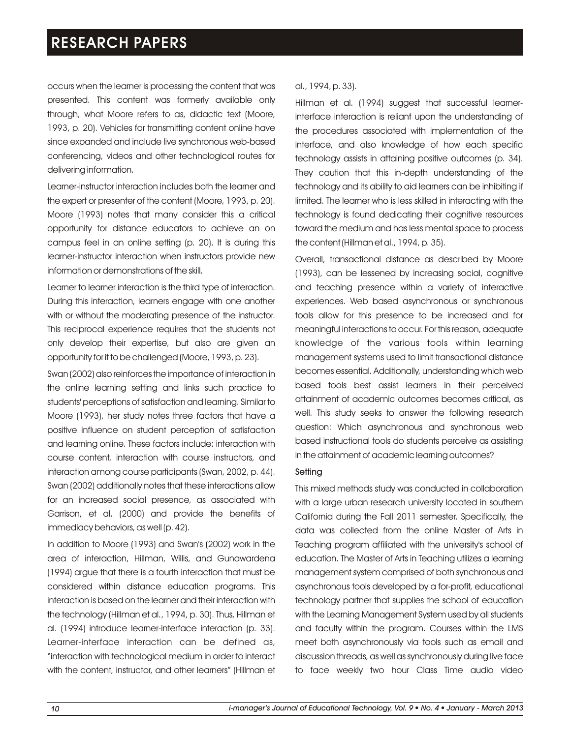occurs when the learner is processing the content that was presented. This content was formerly available only through, what Moore refers to as, didactic text (Moore, 1993, p. 20). Vehicles for transmitting content online have since expanded and include live synchronous web-based conferencing, videos and other technological routes for delivering information.

Learner-instructor interaction includes both the learner and the expert or presenter of the content (Moore, 1993, p. 20). Moore (1993) notes that many consider this a critical opportunity for distance educators to achieve an on campus feel in an online setting (p. 20). It is during this learner-instructor interaction when instructors provide new information or demonstrations of the skill.

Learner to learner interaction is the third type of interaction. During this interaction, learners engage with one another with or without the moderating presence of the instructor. This reciprocal experience requires that the students not only develop their expertise, but also are given an opportunity for it to be challenged (Moore, 1993, p. 23).

Swan (2002) also reinforces the importance of interaction in the online learning setting and links such practice to students' perceptions of satisfaction and learning. Similar to Moore (1993), her study notes three factors that have a positive influence on student perception of satisfaction and learning online. These factors include: interaction with course content, interaction with course instructors, and interaction among course participants (Swan, 2002, p. 44). Swan (2002) additionally notes that these interactions allow for an increased social presence, as associated with Garrison, et al. (2000) and provide the benefits of immediacy behaviors, as well (p. 42).

In addition to Moore (1993) and Swan's (2002) work in the area of interaction, Hillman, Willis, and Gunawardena (1994) argue that there is a fourth interaction that must be considered within distance education programs. This interaction is based on the learner and their interaction with the technology (Hillman et al., 1994, p. 30). Thus, Hillman et al. (1994) introduce learner-interface interaction (p. 33). Learner-interface interaction can be defined as, "interaction with technological medium in order to interact with the content, instructor, and other learners" (Hillman et al., 1994, p. 33).

Hillman et al. (1994) suggest that successful learner-interface interaction is reliant upon the understanding of the procedures associated with implementation of the interface, and also knowledge of how each specific technology assists in attaining positive outcomes (p. 34). They caution that this in-depth understanding of the technology and its ability to aid learners can be inhibiting if limited. The learner who is less skilled in interacting with the technology is found dedicating their cognitive resources toward the medium and has less mental space to process the content (Hillman et al., 1994, p. 35).

Overall, transactional distance as described by Moore (1993), can be lessened by increasing social, cognitive and teaching presence within a variety of interactive experiences. Web based asynchronous or synchronous tools allow for this presence to be increased and for meaningful interactions to occur. For this reason, adequate knowledge of the various tools within learning management systems used to limit transactional distance becomes essential. Additionally, understanding which web based tools best assist learners in their perceived attainment of academic outcomes becomes critical, as well. This study seeks to answer the following research question: Which asynchronous and synchronous web based instructional tools do students perceive as assisting in the attainment of academic learning outcomes?

### Setting

This mixed methods study was conducted in collaboration with a large urban research university located in southern California during the Fall 2011 semester. Specifically, the data was collected from the online Master of Arts in Teaching program affiliated with the university's school of education. The Master of Arts in Teaching utilizes a learning management system comprised of both synchronous and asynchronous tools developed by a for-profit, educational technology partner that supplies the school of education with the Learning Management System used by all students and faculty within the program. Courses within the LMS meet both asynchronously via tools such as email and discussion threads, as well as synchronously during live face to face weekly two hour Class Time audio video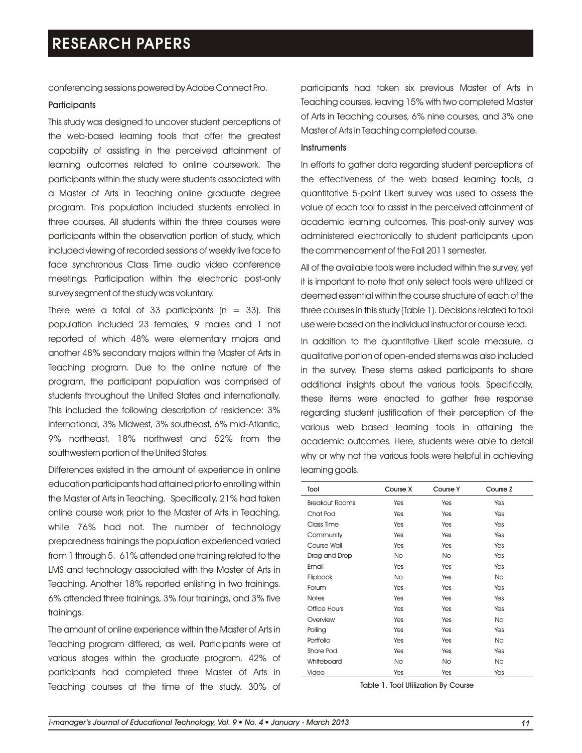conferencing sessions powered by Adobe Connect Pro.

### Participants

This study was designed to uncover student perceptions of the web-based learning tools that offer the greatest capability of assisting in the perceived attainment of learning outcomes related to online coursework. The participants within the study were students associated with a Master of Arts in Teaching online graduate degree program. This population included students enrolled in three courses. All students within the three courses were participants within the observation portion of study, which included viewing of recorded sessions of weekly live face to face synchronous Class Time audio video conference meetings. Participation within the electronic post-only survey segment of the study was voluntary.

There were a total of 33 participants ($n = 33$). This population included 23 females, 9 males and 1 not reported of which 48% were elementary majors and another 48% secondary majors within the Master of Arts in Teaching program. Due to the online nature of the program, the participant population was comprised of students throughout the United States and internationally. This included the following description of residence: 3% international, 3% Midwest, 3% southeast, 6% mid-Atlantic, 9% northeast, 18% northwest and 52% from the southwestern portion of the United States.

Differences existed in the amount of experience in online education participants had attained prior to enrolling within the Master of Arts in Teaching. Specifically, 21% had taken online course work prior to the Master of Arts in Teaching, while 76% had not. The number of technology preparedness trainings the population experienced varied from 1 through 5. 61% attended one training related to the LMS and technology associated with the Master of Arts in Teaching. Another 18% reported enlisting in two trainings. 6% attended three trainings, 3% four trainings, and 3% five trainings.

The amount of online experience within the Master of Arts in Teaching program differed, as well. Participants were at various stages within the graduate program. 42% of participants had completed three Master of Arts in Teaching courses at the time of the study. 30% of participants had taken six previous Master of Arts in Teaching courses, leaving 15% with two completed Master of Arts in Teaching courses, 6% nine courses, and 3% one Master of Arts in Teaching completed course.

### Instruments

In efforts to gather data regarding student perceptions of the effectiveness of the web based learning tools, a quantitative 5-point Likert survey was used to assess the value of each tool to assist in the perceived attainment of academic learning outcomes. This post-only survey was administered electronically to student participants upon the commencement of the Fall 2011 semester.

All of the available tools were included within the survey, yet it is important to note that only select tools were utilized or deemed essential within the course structure of each of the three courses in this study (Table 1). Decisions related to tool use were based on the individual instructor or course lead.

In addition to the quantitative Likert scale measure, a qualitative portion of open-ended stems was also included in the survey. These stems asked participants to share additional insights about the various tools. Specifically, these items were enacted to gather free response regarding student justification of their perception of the various web based learning tools in attaining the academic outcomes. Here, students were able to detail why or why not the various tools were helpful in achieving learning goals.

| Tool | Course X | Course Y | Course Z |
|---|---|---|---|
| Breakout Rooms | Yes | Yes | Yes |
| Chat Pod | Yes | Yes | Yes |
| Class Time | Yes | Yes | Yes |
| Community | Yes | Yes | Yes |
| Course Wall | Yes | Yes | Yes |
| Drag and Drop | No | No | Yes |
| Email | Yes | Yes | Yes |
| Flipbook | No | Yes | No |
| Forum | Yes | Yes | Yes |
| Notes | Yes | Yes | Yes |
| Office Hours | Yes | Yes | Yes |
| Overview | Yes | Yes | No |
| Polling | Yes | Yes | Yes |
| Portfolio | Yes | Yes | No |
| Share Pod | Yes | Yes | Yes |
| Whiteboard | No | No | No |
| Video | Yes | Yes | Yes |

Table 1. Tool Utilization By Course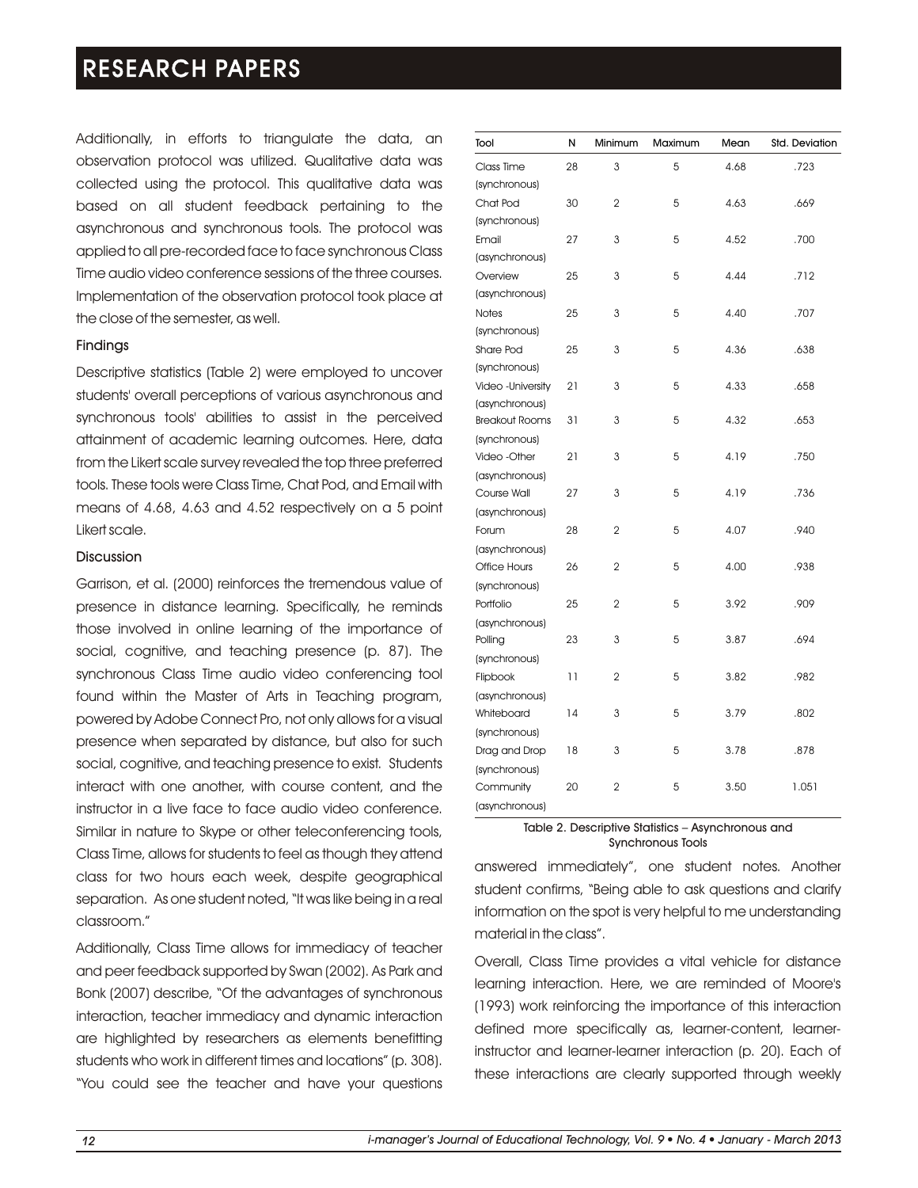Additionally, in efforts to triangulate the data, an observation protocol was utilized. Qualitative data was collected using the protocol. This qualitative data was based on all student feedback pertaining to the asynchronous and synchronous tools. The protocol was applied to all pre-recorded face to face synchronous Class Time audio video conference sessions of the three courses. Implementation of the observation protocol took place at the close of the semester, as well.

### Findings

Descriptive statistics (Table 2) were employed to uncover students' overall perceptions of various asynchronous and synchronous tools' abilities to assist in the perceived attainment of academic learning outcomes. Here, data from the Likert scale survey revealed the top three preferred tools. These tools were Class Time, Chat Pod, and Email with means of 4.68, 4.63 and 4.52 respectively on a 5 point Likert scale.

### Discussion

Garrison, et al. (2000) reinforces the tremendous value of presence in distance learning. Specifically, he reminds those involved in online learning of the importance of social, cognitive, and teaching presence (p. 87). The synchronous Class Time audio video conferencing tool found within the Master of Arts in Teaching program, powered by Adobe Connect Pro, not only allows for a visual presence when separated by distance, but also for such social, cognitive, and teaching presence to exist. Students interact with one another, with course content, and the instructor in a live face to face audio video conference. Similar in nature to Skype or other teleconferencing tools, Class Time, allows for students to feel as though they attend class for two hours each week, despite geographical separation. As one student noted, "It was like being in a real classroom."

Additionally, Class Time allows for immediacy of teacher and peer feedback supported by Swan (2002). As Park and Bonk (2007) describe, "Of the advantages of synchronous interaction, teacher immediacy and dynamic interaction are highlighted by researchers as elements benefitting students who work in different times and locations" (p. 308). "You could see the teacher and have your questions answered immediately", one student notes. Another student confirms, "Being able to ask questions and clarify information on the spot is very helpful to me understanding material in the class".

| Tool | N | Minimum | Maximum | Mean | Std. Deviation |
|---|---|---|---|---|---|
| Class Time (synchronous) | 28 | 3 | 5 | 4.68 | .723 |
| Chat Pod (synchronous) | 30 | 2 | 5 | 4.63 | .669 |
| Email (asynchronous) | 27 | 3 | 5 | 4.52 | .700 |
| Overview (asynchronous) | 25 | 3 | 5 | 4.44 | .712 |
| Notes (synchronous) | 25 | 3 | 5 | 4.40 | .707 |
| Share Pod (synchronous) | 25 | 3 | 5 | 4.36 | .638 |
| Video -University (asynchronous) | 21 | 3 | 5 | 4.33 | .658 |
| Breakout Rooms (synchronous) | 31 | 3 | 5 | 4.32 | .653 |
| Video -Other (asynchronous) | 21 | 3 | 5 | 4.19 | .750 |
| Course Wall (asynchronous) | 27 | 3 | 5 | 4.19 | .736 |
| Forum (asynchronous) | 28 | 2 | 5 | 4.07 | .940 |
| Office Hours (synchronous) | 26 | 2 | 5 | 4.00 | .938 |
| Portfolio (asynchronous) | 25 | 2 | 5 | 3.92 | .909 |
| Polling (synchronous) | 23 | 3 | 5 | 3.87 | .694 |
| Flipbook (asynchronous) | 11 | 2 | 5 | 3.82 | .982 |
| Whiteboard (synchronous) | 14 | 3 | 5 | 3.79 | .802 |
| Drag and Drop (synchronous) | 18 | 3 | 5 | 3.78 | .878 |
| Community (asynchronous) | 20 | 2 | 5 | 3.50 | 1.051 |

Table 2. Descriptive Statistics – Asynchronous and Synchronous Tools

Overall, Class Time provides a vital vehicle for distance learning interaction. Here, we are reminded of Moore's (1993) work reinforcing the importance of this interaction defined more specifically as, learner-content, learner-instructor and learner-learner interaction (p. 20). Each of these interactions are clearly supported through weekly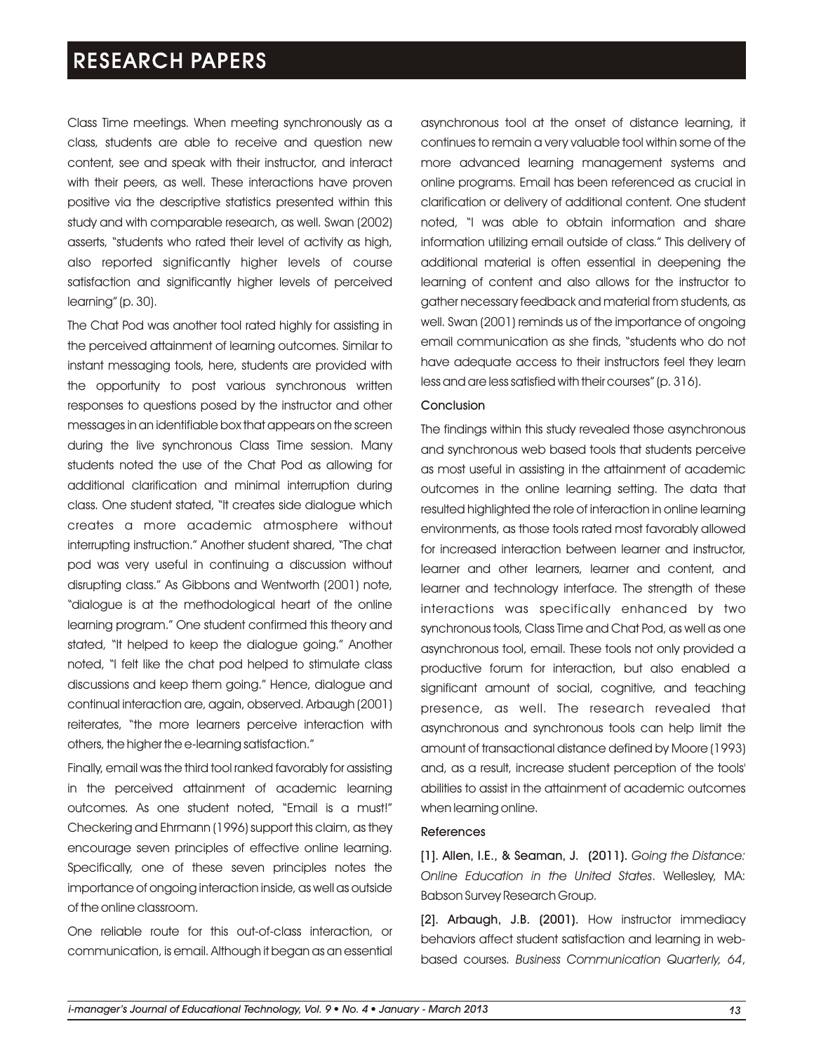Class Time meetings. When meeting synchronously as a class, students are able to receive and question new content, see and speak with their instructor, and interact with their peers, as well. These interactions have proven positive via the descriptive statistics presented within this study and with comparable research, as well. Swan (2002) asserts, "students who rated their level of activity as high, also reported significantly higher levels of course satisfaction and significantly higher levels of perceived learning" (p. 30).

The Chat Pod was another tool rated highly for assisting in the perceived attainment of learning outcomes. Similar to instant messaging tools, here, students are provided with the opportunity to post various synchronous written responses to questions posed by the instructor and other messages in an identifiable box that appears on the screen during the live synchronous Class Time session. Many students noted the use of the Chat Pod as allowing for additional clarification and minimal interruption during class. One student stated, "It creates side dialogue which creates a more academic atmosphere without interrupting instruction." Another student shared, "The chat pod was very useful in continuing a discussion without disrupting class." As Gibbons and Wentworth (2001) note, "dialogue is at the methodological heart of the online learning program." One student confirmed this theory and stated, "It helped to keep the dialogue going." Another noted, "I felt like the chat pod helped to stimulate class discussions and keep them going." Hence, dialogue and continual interaction are, again, observed. Arbaugh (2001) reiterates, "the more learners perceive interaction with others, the higher the e-learning satisfaction."

Finally, email was the third tool ranked favorably for assisting in the perceived attainment of academic learning outcomes. As one student noted, "Email is a must!" Checkering and Ehrmann (1996) support this claim, as they encourage seven principles of effective online learning. Specifically, one of these seven principles notes the importance of ongoing interaction inside, as well as outside of the online classroom.

One reliable route for this out-of-class interaction, or communication, is email. Although it began as an essential asynchronous tool at the onset of distance learning, it continues to remain a very valuable tool within some of the more advanced learning management systems and online programs. Email has been referenced as crucial in clarification or delivery of additional content. One student noted, "I was able to obtain information and share information utilizing email outside of class." This delivery of additional material is often essential in deepening the learning of content and also allows for the instructor to gather necessary feedback and material from students, as well. Swan (2001) reminds us of the importance of ongoing email communication as she finds, "students who do not have adequate access to their instructors feel they learn less and are less satisfied with their courses" (p. 316).

## Conclusion

The findings within this study revealed those asynchronous and synchronous web based tools that students perceive as most useful in assisting in the attainment of academic outcomes in the online learning setting. The data that resulted highlighted the role of interaction in online learning environments, as those tools rated most favorably allowed for increased interaction between learner and instructor, learner and other learners, learner and content, and learner and technology interface. The strength of these interactions was specifically enhanced by two synchronous tools, Class Time and Chat Pod, as well as one asynchronous tool, email. These tools not only provided a productive forum for interaction, but also enabled a significant amount of social, cognitive, and teaching presence, as well. The research revealed that asynchronous and synchronous tools can help limit the amount of transactional distance defined by Moore (1993) and, as a result, increase student perception of the tools' abilities to assist in the attainment of academic outcomes when learning online.

## References

**[1]. Allen, I.E., & Seaman, J. (2011).** *Going the Distance: Online Education in the United States*. Wellesley, MA: Babson Survey Research Group.

**[2]. Arbaugh, J.B. (2001).** How instructor immediacy behaviors affect student satisfaction and learning in web-based courses. *Business Communication Quarterly, 64*,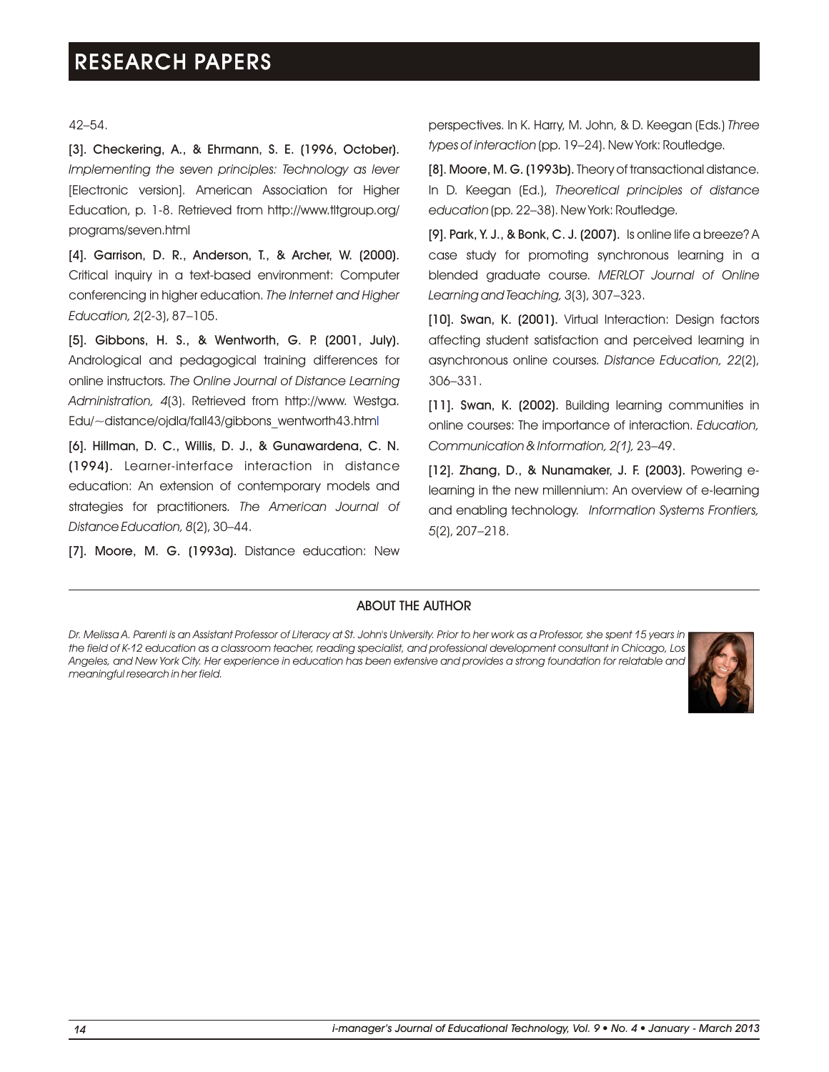42–54.

**[3]. Checkering, A., & Ehrmann, S. E. (1996, October).** *Implementing the seven principles: Technology as lever* [Electronic version]. American Association for Higher Education, p. 1-8. Retrieved from http://www.tltgroup.org/programs/seven.html

**[4]. Garrison, D. R., Anderson, T., & Archer, W. (2000).** Critical inquiry in a text-based environment: Computer conferencing in higher education. *The Internet and Higher Education, 2*(2-3), 87–105.

**[5]. Gibbons, H. S., & Wentworth, G. P. (2001, July).** Andrological and pedagogical training differences for online instructors. *The Online Journal of Distance Learning Administration, 4*(3). Retrieved from http://www. Westga. Edu/~distance/ojdla/fall43/gibbons_wentworth43.html

**[6]. Hillman, D. C., Willis, D. J., & Gunawardena, C. N. (1994).** Learner-interface interaction in distance education: An extension of contemporary models and strategies for practitioners. *The American Journal of Distance Education, 8*(2), 30–44.

**[7]. Moore, M. G. (1993a).** Distance education: New perspectives. In K. Harry, M. John, & D. Keegan (Eds.) *Three types of interaction* (pp. 19–24). New York: Routledge.

**[8]. Moore, M. G. (1993b).** Theory of transactional distance. In D. Keegan (Ed.), *Theoretical principles of distance education* (pp. 22–38). New York: Routledge.

**[9]. Park, Y. J., & Bonk, C. J. (2007).** Is online life a breeze? A case study for promoting synchronous learning in a blended graduate course. *MERLOT Journal of Online Learning and Teaching, 3*(3), 307–323.

**[10]. Swan, K. (2001).** Virtual Interaction: Design factors affecting student satisfaction and perceived learning in asynchronous online courses. *Distance Education, 22*(2), 306–331.

**[11]. Swan, K. (2002).** Building learning communities in online courses: The importance of interaction. *Education, Communication & Information, 2(1),* 23–49.

**[12]. Zhang, D., & Nunamaker, J. F. (2003).** Powering e-learning in the new millennium: An overview of e-learning and enabling technology. *Information Systems Frontiers, 5*(2), 207–218.

## ABOUT THE AUTHOR

*Dr. Melissa A. Parenti is an Assistant Professor of Literacy at St. John's University. Prior to her work as a Professor, she spent 15 years in the field of K-12 education as a classroom teacher, reading specialist, and professional development consultant in Chicago, Los Angeles, and New York City. Her experience in education has been extensive and provides a strong foundation for relatable and meaningful research in her field.*